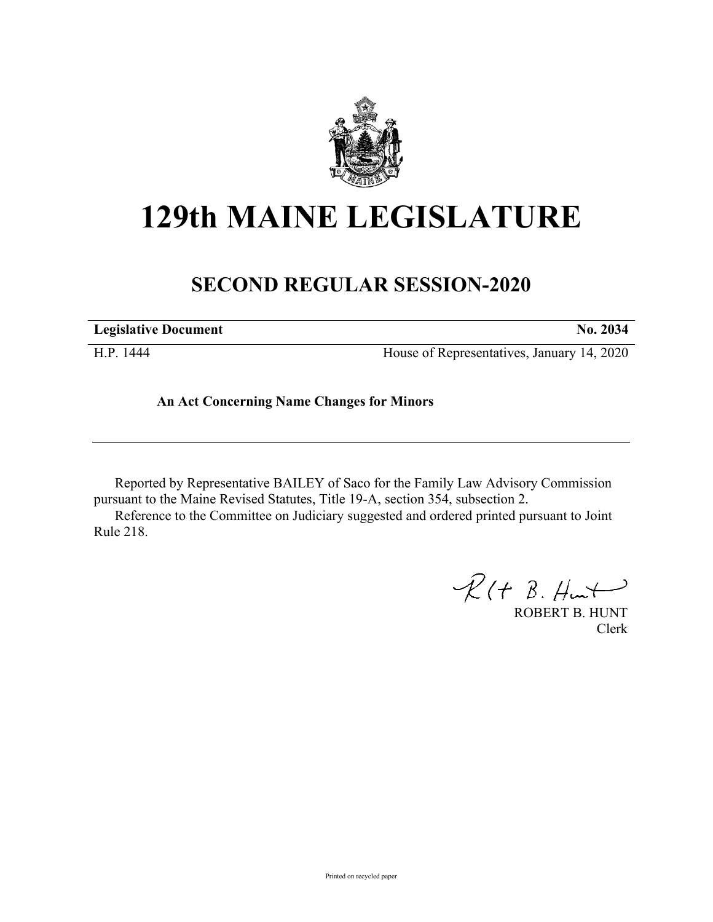# 129th MAINE LEGISLATURE

## SECOND REGULAR SESSION-2020

| **Legislative Document** | **No. 2034** |
|---|---|
| H.P. 1444 | House of Representatives, January 14, 2020 |

**An Act Concerning Name Changes for Minors**

---

Reported by Representative BAILEY of Saco for the Family Law Advisory Commission pursuant to the Maine Revised Statutes, Title 19-A, section 354, subsection 2.

Reference to the Committee on Judiciary suggested and ordered printed pursuant to Joint Rule 218.

ROBERT B. HUNT
Clerk

Printed on recycled paper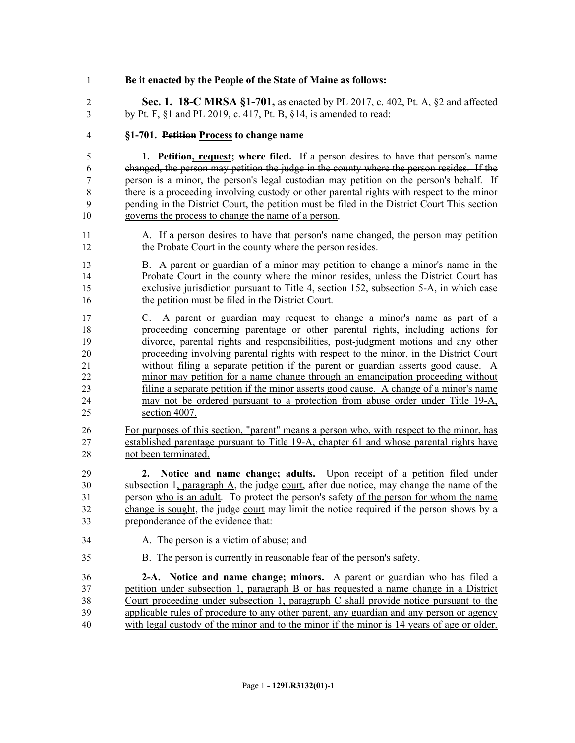**Be it enacted by the People of the State of Maine as follows:**

**Sec. 1. 18-C MRSA §1-701,** as enacted by PL 2017, c. 402, Pt. A, §2 and affected by Pt. F, §1 and PL 2019, c. 417, Pt. B, §14, is amended to read:

**§1-701. ~~Petition~~ Process to change name**

**1. Petition, request; where filed.** ~~If a person desires to have that person's name changed, the person may petition the judge in the county where the person resides. If the person is a minor, the person's legal custodian may petition on the person's behalf. If there is a proceeding involving custody or other parental rights with respect to the minor pending in the District Court, the petition must be filed in the District Court~~ This section governs the process to change the name of a person.

A. If a person desires to have that person's name changed, the person may petition the Probate Court in the county where the person resides.

B. A parent or guardian of a minor may petition to change a minor's name in the Probate Court in the county where the minor resides, unless the District Court has exclusive jurisdiction pursuant to Title 4, section 152, subsection 5-A, in which case the petition must be filed in the District Court.

C. A parent or guardian may request to change a minor's name as part of a proceeding concerning parentage or other parental rights, including actions for divorce, parental rights and responsibilities, post-judgment motions and any other proceeding involving parental rights with respect to the minor, in the District Court without filing a separate petition if the parent or guardian asserts good cause. A minor may petition for a name change through an emancipation proceeding without filing a separate petition if the minor asserts good cause. A change of a minor's name may not be ordered pursuant to a protection from abuse order under Title 19-A, section 4007.

For purposes of this section, "parent" means a person who, with respect to the minor, has established parentage pursuant to Title 19-A, chapter 61 and whose parental rights have not been terminated.

**2. Notice and name change; adults.** Upon receipt of a petition filed under subsection 1, paragraph A, the ~~judge~~ court, after due notice, may change the name of the person who is an adult. To protect the ~~person's~~ safety of the person for whom the name change is sought, the ~~judge~~ court may limit the notice required if the person shows by a preponderance of the evidence that:

A. The person is a victim of abuse; and

B. The person is currently in reasonable fear of the person's safety.

**2-A. Notice and name change; minors.** A parent or guardian who has filed a petition under subsection 1, paragraph B or has requested a name change in a District Court proceeding under subsection 1, paragraph C shall provide notice pursuant to the applicable rules of procedure to any other parent, any guardian and any person or agency with legal custody of the minor and to the minor if the minor is 14 years of age or older.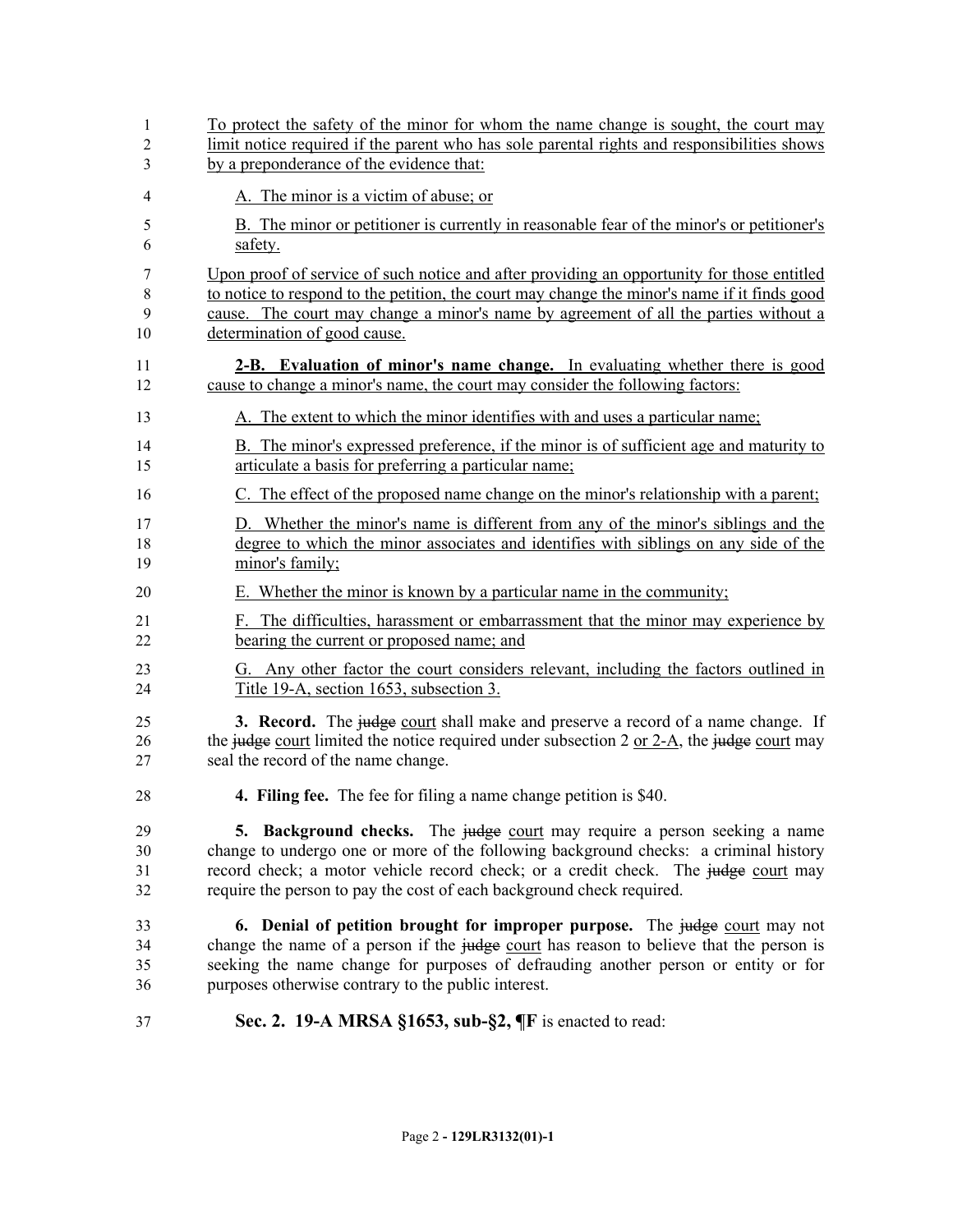To protect the safety of the minor for whom the name change is sought, the court may limit notice required if the parent who has sole parental rights and responsibilities shows by a preponderance of the evidence that:

A. The minor is a victim of abuse; or

B. The minor or petitioner is currently in reasonable fear of the minor's or petitioner's safety.

Upon proof of service of such notice and after providing an opportunity for those entitled to notice to respond to the petition, the court may change the minor's name if it finds good cause. The court may change a minor's name by agreement of all the parties without a determination of good cause.

**2-B. Evaluation of minor's name change.** In evaluating whether there is good cause to change a minor's name, the court may consider the following factors:

A. The extent to which the minor identifies with and uses a particular name;

B. The minor's expressed preference, if the minor is of sufficient age and maturity to articulate a basis for preferring a particular name;

C. The effect of the proposed name change on the minor's relationship with a parent;

D. Whether the minor's name is different from any of the minor's siblings and the degree to which the minor associates and identifies with siblings on any side of the minor's family;

E. Whether the minor is known by a particular name in the community;

F. The difficulties, harassment or embarrassment that the minor may experience by bearing the current or proposed name; and

G. Any other factor the court considers relevant, including the factors outlined in Title 19-A, section 1653, subsection 3.

**3. Record.** The ~~judge~~ court shall make and preserve a record of a name change. If the ~~judge~~ court limited the notice required under subsection 2 or 2-A, the ~~judge~~ court may seal the record of the name change.

**4. Filing fee.** The fee for filing a name change petition is $40.

**5. Background checks.** The ~~judge~~ court may require a person seeking a name change to undergo one or more of the following background checks: a criminal history record check; a motor vehicle record check; or a credit check. The ~~judge~~ court may require the person to pay the cost of each background check required.

**6. Denial of petition brought for improper purpose.** The ~~judge~~ court may not change the name of a person if the ~~judge~~ court has reason to believe that the person is seeking the name change for purposes of defrauding another person or entity or for purposes otherwise contrary to the public interest.

**Sec. 2. 19-A MRSA §1653, sub-§2, ¶F** is enacted to read: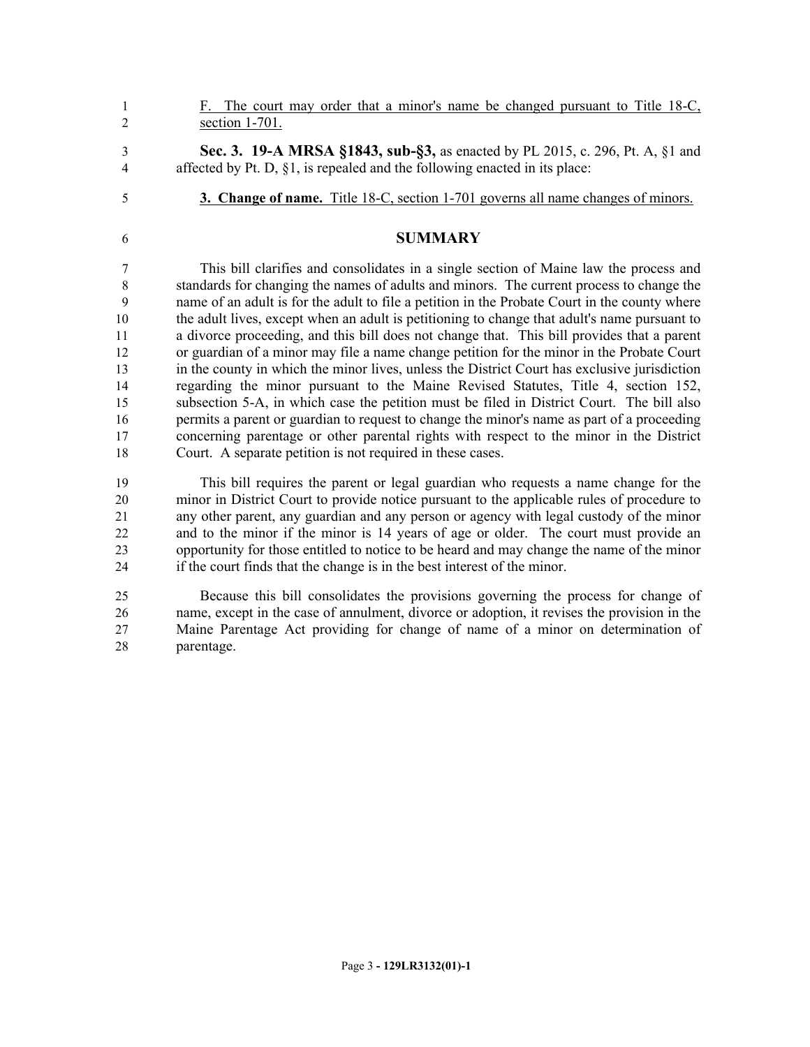F. The court may order that a minor's name be changed pursuant to Title 18-C, section 1-701.

**Sec. 3. 19-A MRSA §1843, sub-§3,** as enacted by PL 2015, c. 296, Pt. A, §1 and affected by Pt. D, §1, is repealed and the following enacted in its place:

**3. Change of name.** Title 18-C, section 1-701 governs all name changes of minors.

## SUMMARY

This bill clarifies and consolidates in a single section of Maine law the process and standards for changing the names of adults and minors. The current process to change the name of an adult is for the adult to file a petition in the Probate Court in the county where the adult lives, except when an adult is petitioning to change that adult's name pursuant to a divorce proceeding, and this bill does not change that. This bill provides that a parent or guardian of a minor may file a name change petition for the minor in the Probate Court in the county in which the minor lives, unless the District Court has exclusive jurisdiction regarding the minor pursuant to the Maine Revised Statutes, Title 4, section 152, subsection 5-A, in which case the petition must be filed in District Court. The bill also permits a parent or guardian to request to change the minor's name as part of a proceeding concerning parentage or other parental rights with respect to the minor in the District Court. A separate petition is not required in these cases.

This bill requires the parent or legal guardian who requests a name change for the minor in District Court to provide notice pursuant to the applicable rules of procedure to any other parent, any guardian and any person or agency with legal custody of the minor and to the minor if the minor is 14 years of age or older. The court must provide an opportunity for those entitled to notice to be heard and may change the name of the minor if the court finds that the change is in the best interest of the minor.

Because this bill consolidates the provisions governing the process for change of name, except in the case of annulment, divorce or adoption, it revises the provision in the Maine Parentage Act providing for change of name of a minor on determination of parentage.